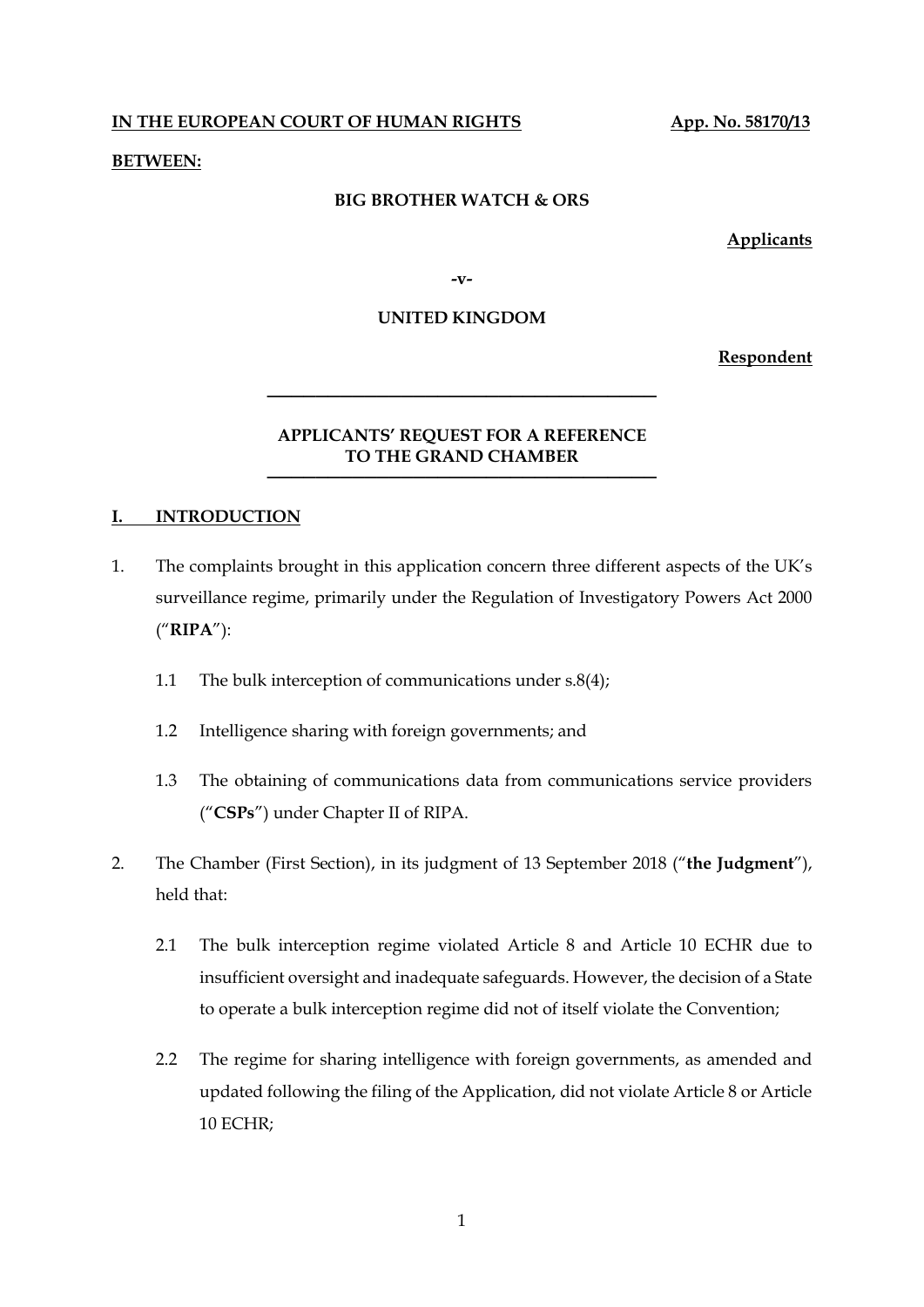**IN THE EUROPEAN COURT OF HUMAN RIGHTS** **App. No. 58170/13**

**BETWEEN:**

**BIG BROTHER WATCH & ORS**

**Applicants**

**-v-**

**UNITED KINGDOM**

**Respondent**

---

**APPLICANTS' REQUEST FOR A REFERENCE TO THE GRAND CHAMBER**

---

## I. INTRODUCTION

1. The complaints brought in this application concern three different aspects of the UK's surveillance regime, primarily under the Regulation of Investigatory Powers Act 2000 ("**RIPA**"):

    1.1 The bulk interception of communications under s.8(4);

    1.2 Intelligence sharing with foreign governments; and

    1.3 The obtaining of communications data from communications service providers ("**CSPs**") under Chapter II of RIPA.

2. The Chamber (First Section), in its judgment of 13 September 2018 ("**the Judgment**"), held that:

    2.1 The bulk interception regime violated Article 8 and Article 10 ECHR due to insufficient oversight and inadequate safeguards. However, the decision of a State to operate a bulk interception regime did not of itself violate the Convention;

    2.2 The regime for sharing intelligence with foreign governments, as amended and updated following the filing of the Application, did not violate Article 8 or Article 10 ECHR;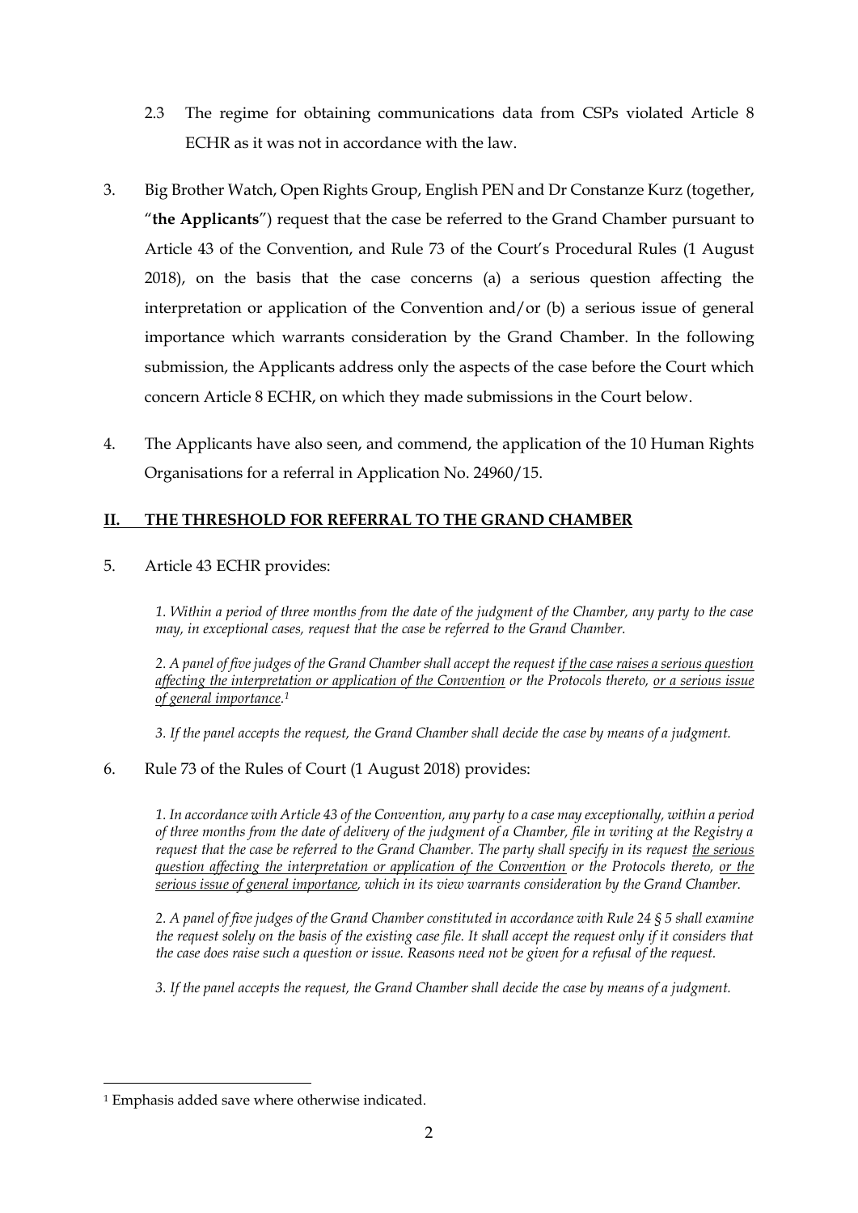2.3 The regime for obtaining communications data from CSPs violated Article 8 ECHR as it was not in accordance with the law.

3. Big Brother Watch, Open Rights Group, English PEN and Dr Constanze Kurz (together, "**the Applicants**") request that the case be referred to the Grand Chamber pursuant to Article 43 of the Convention, and Rule 73 of the Court's Procedural Rules (1 August 2018), on the basis that the case concerns (a) a serious question affecting the interpretation or application of the Convention and/or (b) a serious issue of general importance which warrants consideration by the Grand Chamber. In the following submission, the Applicants address only the aspects of the case before the Court which concern Article 8 ECHR, on which they made submissions in the Court below.

4. The Applicants have also seen, and commend, the application of the 10 Human Rights Organisations for a referral in Application No. 24960/15.

## II. THRESHOLD FOR REFERRAL TO THE GRAND CHAMBER

5. Article 43 ECHR provides:

> *1. Within a period of three months from the date of the judgment of the Chamber, any party to the case may, in exceptional cases, request that the case be referred to the Grand Chamber.*
>
> *2. A panel of five judges of the Grand Chamber shall accept the request <u>if the case raises a serious question affecting the interpretation or application of the Convention</u> or the Protocols thereto, <u>or a serious issue of general importance</u>.[1]*
>
> *3. If the panel accepts the request, the Grand Chamber shall decide the case by means of a judgment.*

6. Rule 73 of the Rules of Court (1 August 2018) provides:

> *1. In accordance with Article 43 of the Convention, any party to a case may exceptionally, within a period of three months from the date of delivery of the judgment of a Chamber, file in writing at the Registry a request that the case be referred to the Grand Chamber. The party shall specify in its request <u>the serious question affecting the interpretation or application of the Convention</u> or the Protocols thereto, <u>or the serious issue of general importance</u>, which in its view warrants consideration by the Grand Chamber.*
>
> *2. A panel of five judges of the Grand Chamber constituted in accordance with Rule 24 § 5 shall examine the request solely on the basis of the existing case file. It shall accept the request only if it considers that the case does raise such a question or issue. Reasons need not be given for a refusal of the request.*
>
> *3. If the panel accepts the request, the Grand Chamber shall decide the case by means of a judgment.*

---

[1] Emphasis added save where otherwise indicated.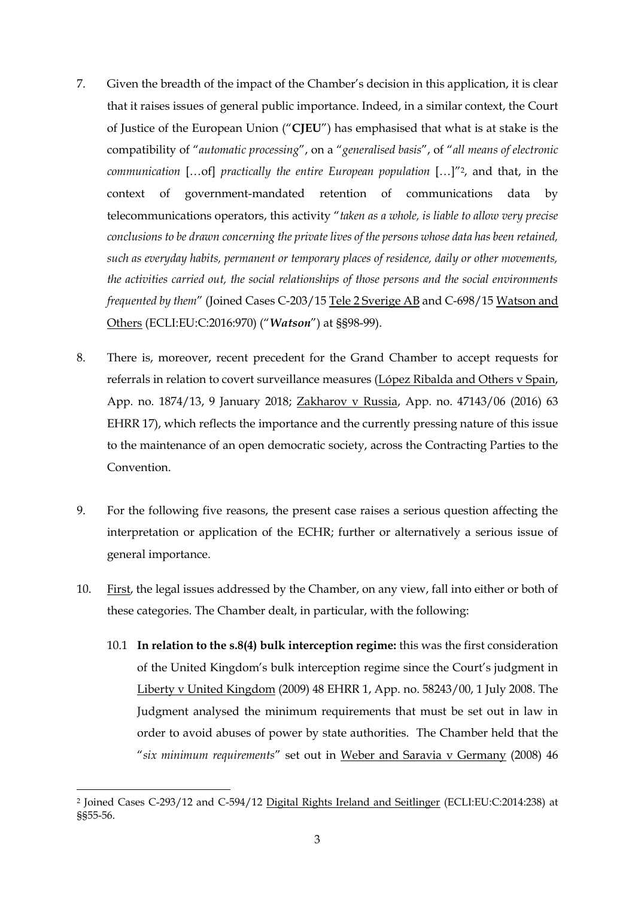7. Given the breadth of the impact of the Chamber's decision in this application, it is clear that it raises issues of general public importance. Indeed, in a similar context, the Court of Justice of the European Union ("**CJEU**") has emphasised that what is at stake is the compatibility of "*automatic processing*", on a "*generalised basis*", of "*all means of electronic communication* […of] *practically the entire European population* […]"[2], and that, in the context of government-mandated retention of communications data by telecommunications operators, this activity "*taken as a whole, is liable to allow very precise conclusions to be drawn concerning the private lives of the persons whose data has been retained, such as everyday habits, permanent or temporary places of residence, daily or other movements, the activities carried out, the social relationships of those persons and the social environments frequented by them*" (Joined Cases C-203/15 Tele 2 Sverige AB and C-698/15 Watson and Others (ECLI:EU:C:2016:970) ("***Watson***") at §§98-99).

8. There is, moreover, recent precedent for the Grand Chamber to accept requests for referrals in relation to covert surveillance measures (López Ribalda and Others v Spain, App. no. 1874/13, 9 January 2018; Zakharov v Russia, App. no. 47143/06 (2016) 63 EHRR 17), which reflects the importance and the currently pressing nature of this issue to the maintenance of an open democratic society, across the Contracting Parties to the Convention.

9. For the following five reasons, the present case raises a serious question affecting the interpretation or application of the ECHR; further or alternatively a serious issue of general importance.

10. First, the legal issues addressed by the Chamber, on any view, fall into either or both of these categories. The Chamber dealt, in particular, with the following:

    10.1 **In relation to the s.8(4) bulk interception regime:** this was the first consideration of the United Kingdom's bulk interception regime since the Court's judgment in Liberty v United Kingdom (2009) 48 EHRR 1, App. no. 58243/00, 1 July 2008. The Judgment analysed the minimum requirements that must be set out in law in order to avoid abuses of power by state authorities. The Chamber held that the "*six minimum requirements*" set out in Weber and Saravia v Germany (2008) 46

[2] Joined Cases C-293/12 and C-594/12 Digital Rights Ireland and Seitlinger (ECLI:EU:C:2014:238) at §§55-56.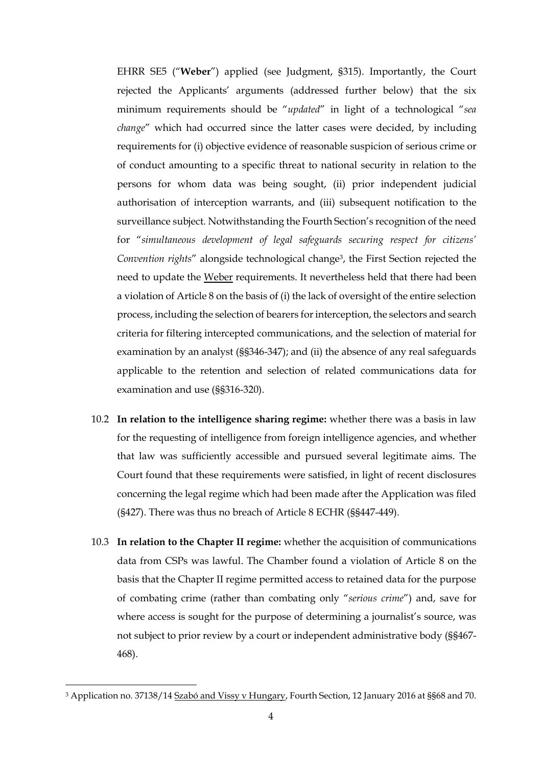EHRR SE5 ("**Weber**") applied (see Judgment, §315). Importantly, the Court rejected the Applicants' arguments (addressed further below) that the six minimum requirements should be "*updated*" in light of a technological "*sea change*" which had occurred since the latter cases were decided, by including requirements for (i) objective evidence of reasonable suspicion of serious crime or of conduct amounting to a specific threat to national security in relation to the persons for whom data was being sought, (ii) prior independent judicial authorisation of interception warrants, and (iii) subsequent notification to the surveillance subject. Notwithstanding the Fourth Section's recognition of the need for "*simultaneous development of legal safeguards securing respect for citizens' Convention rights*" alongside technological change[3], the First Section rejected the need to update the Weber requirements. It nevertheless held that there had been a violation of Article 8 on the basis of (i) the lack of oversight of the entire selection process, including the selection of bearers for interception, the selectors and search criteria for filtering intercepted communications, and the selection of material for examination by an analyst (§§346-347); and (ii) the absence of any real safeguards applicable to the retention and selection of related communications data for examination and use (§§316-320).

10.2 **In relation to the intelligence sharing regime:** whether there was a basis in law for the requesting of intelligence from foreign intelligence agencies, and whether that law was sufficiently accessible and pursued several legitimate aims. The Court found that these requirements were satisfied, in light of recent disclosures concerning the legal regime which had been made after the Application was filed (§427). There was thus no breach of Article 8 ECHR (§§447-449).

10.3 **In relation to the Chapter II regime:** whether the acquisition of communications data from CSPs was lawful. The Chamber found a violation of Article 8 on the basis that the Chapter II regime permitted access to retained data for the purpose of combating crime (rather than combating only "*serious crime*") and, save for where access is sought for the purpose of determining a journalist's source, was not subject to prior review by a court or independent administrative body (§§467-468).

---

[3] Application no. 37138/14 Szabó and Vissy v Hungary, Fourth Section, 12 January 2016 at §§68 and 70.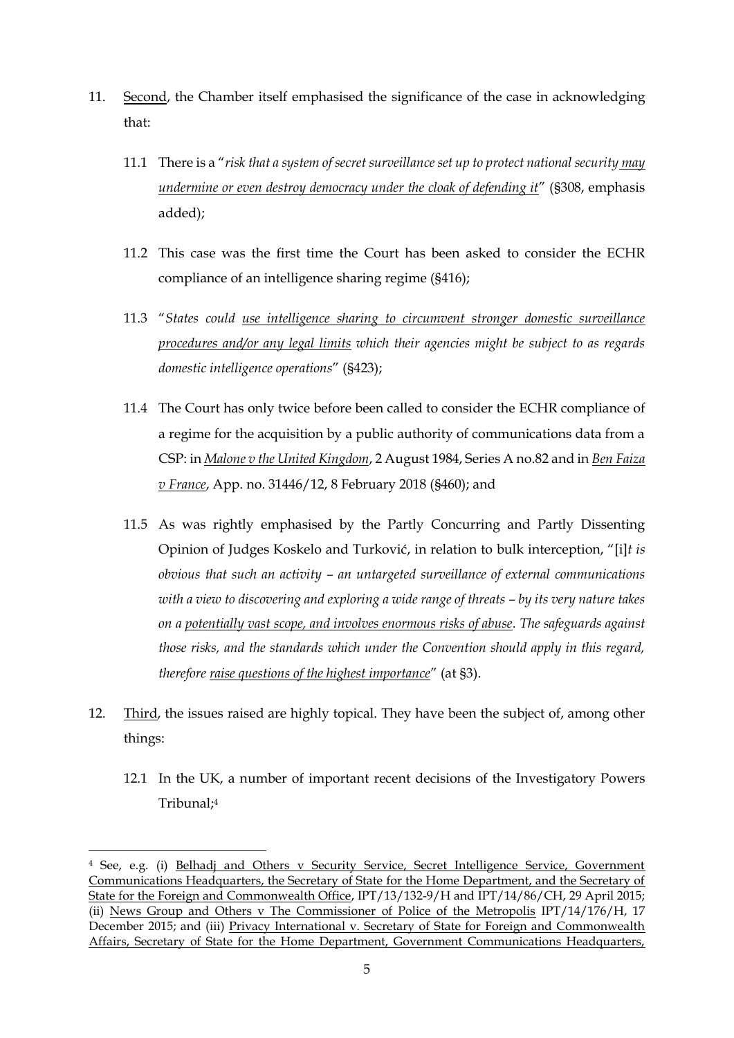11. <u>Second</u>, the Chamber itself emphasised the significance of the case in acknowledging that:

    11.1 There is a "*risk that a system of secret surveillance set up to protect national security <u>may undermine or even destroy democracy under the cloak of defending it</u>*" (§308, emphasis added);

    11.2 This case was the first time the Court has been asked to consider the ECHR compliance of an intelligence sharing regime (§416);

    11.3 "*States could <u>use intelligence sharing to circumvent stronger domestic surveillance procedures and/or any legal limits</u> which their agencies might be subject to as regards domestic intelligence operations*" (§423);

    11.4 The Court has only twice before been called to consider the ECHR compliance of a regime for the acquisition by a public authority of communications data from a CSP: in <u>*Malone v the United Kingdom*</u>, 2 August 1984, Series A no.82 and in <u>*Ben Faiza v France*</u>, App. no. 31446/12, 8 February 2018 (§460); and

    11.5 As was rightly emphasised by the Partly Concurring and Partly Dissenting Opinion of Judges Koskelo and Turković, in relation to bulk interception, "[i]*t is obvious that such an activity – an untargeted surveillance of external communications with a view to discovering and exploring a wide range of threats – by its very nature takes on a <u>potentially vast scope, and involves enormous risks of abuse</u>. The safeguards against those risks, and the standards which under the Convention should apply in this regard, therefore <u>raise questions of the highest importance</u>*" (at §3).

12. <u>Third</u>, the issues raised are highly topical. They have been the subject of, among other things:

    12.1 In the UK, a number of important recent decisions of the Investigatory Powers Tribunal;[4]

---

[4] See, e.g. (i) <u>Belhadj and Others v Security Service, Secret Intelligence Service, Government Communications Headquarters, the Secretary of State for the Home Department, and the Secretary of State for the Foreign and Commonwealth Office</u>, IPT/13/132-9/H and IPT/14/86/CH, 29 April 2015; (ii) <u>News Group and Others v The Commissioner of Police of the Metropolis</u> IPT/14/176/H, 17 December 2015; and (iii) <u>Privacy International v. Secretary of State for Foreign and Commonwealth Affairs, Secretary of State for the Home Department, Government Communications Headquarters,</u>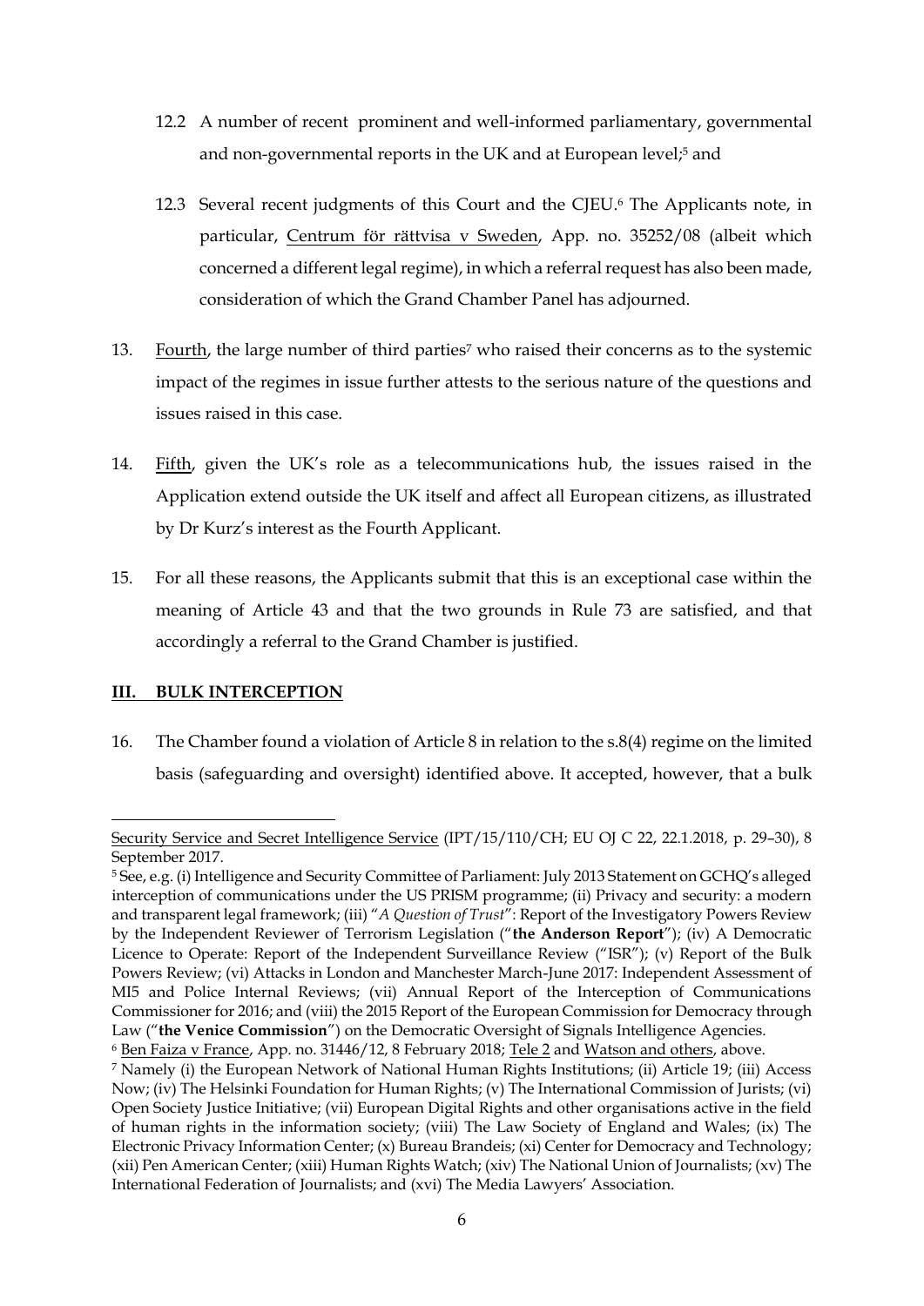12.2 A number of recent prominent and well-informed parliamentary, governmental and non-governmental reports in the UK and at European level;[5] and

12.3 Several recent judgments of this Court and the CJEU.[6] The Applicants note, in particular, Centrum för rättvisa v Sweden, App. no. 35252/08 (albeit which concerned a different legal regime), in which a referral request has also been made, consideration of which the Grand Chamber Panel has adjourned.

13. Fourth, the large number of third parties[7] who raised their concerns as to the systemic impact of the regimes in issue further attests to the serious nature of the questions and issues raised in this case.

14. Fifth, given the UK's role as a telecommunications hub, the issues raised in the Application extend outside the UK itself and affect all European citizens, as illustrated by Dr Kurz's interest as the Fourth Applicant.

15. For all these reasons, the Applicants submit that this is an exceptional case within the meaning of Article 43 and that the two grounds in Rule 73 are satisfied, and that accordingly a referral to the Grand Chamber is justified.

## III. BULK INTERCEPTION

16. The Chamber found a violation of Article 8 in relation to the s.8(4) regime on the limited basis (safeguarding and oversight) identified above. It accepted, however, that a bulk

---

Security Service and Secret Intelligence Service (IPT/15/110/CH; EU OJ C 22, 22.1.2018, p. 29–30), 8 September 2017.

[5] See, e.g. (i) Intelligence and Security Committee of Parliament: July 2013 Statement on GCHQ's alleged interception of communications under the US PRISM programme; (ii) Privacy and security: a modern and transparent legal framework; (iii) "*A Question of Trust*": Report of the Investigatory Powers Review by the Independent Reviewer of Terrorism Legislation ("**the Anderson Report**"); (iv) A Democratic Licence to Operate: Report of the Independent Surveillance Review ("ISR"); (v) Report of the Bulk Powers Review; (vi) Attacks in London and Manchester March-June 2017: Independent Assessment of MI5 and Police Internal Reviews; (vii) Annual Report of the Interception of Communications Commissioner for 2016; and (viii) the 2015 Report of the European Commission for Democracy through Law ("**the Venice Commission**") on the Democratic Oversight of Signals Intelligence Agencies.

[6] Ben Faiza v France, App. no. 31446/12, 8 February 2018; Tele 2 and Watson and others, above.

[7] Namely (i) the European Network of National Human Rights Institutions; (ii) Article 19; (iii) Access Now; (iv) The Helsinki Foundation for Human Rights; (v) The International Commission of Jurists; (vi) Open Society Justice Initiative; (vii) European Digital Rights and other organisations active in the field of human rights in the information society; (viii) The Law Society of England and Wales; (ix) The Electronic Privacy Information Center; (x) Bureau Brandeis; (xi) Center for Democracy and Technology; (xii) Pen American Center; (xiii) Human Rights Watch; (xiv) The National Union of Journalists; (xv) The International Federation of Journalists; and (xvi) The Media Lawyers' Association.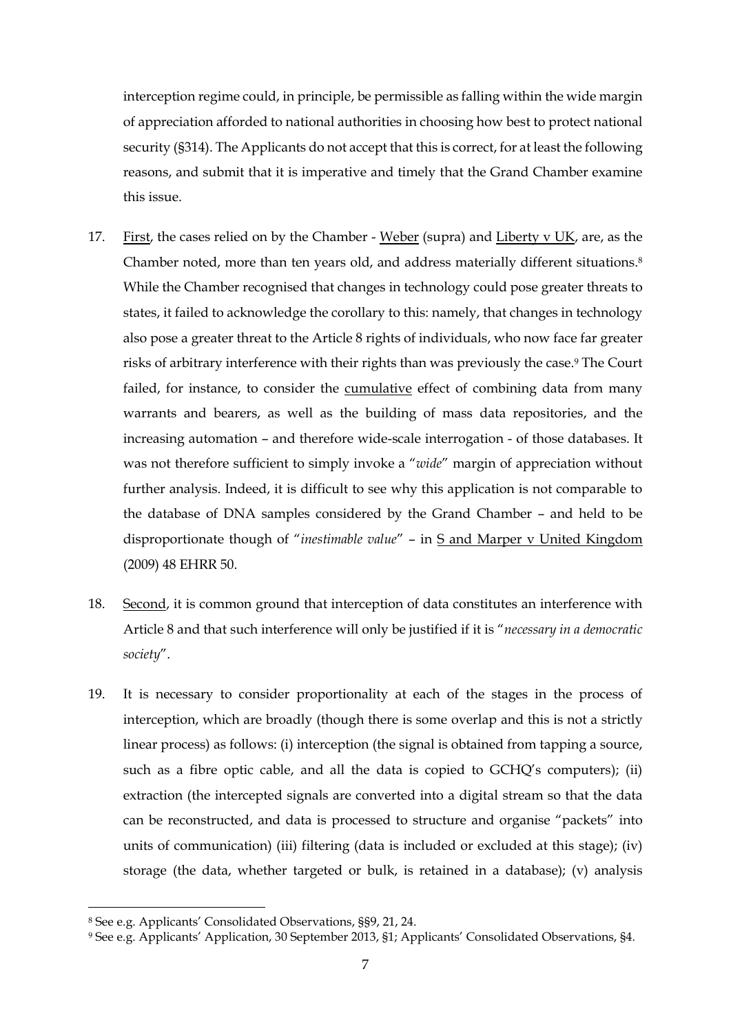interception regime could, in principle, be permissible as falling within the wide margin of appreciation afforded to national authorities in choosing how best to protect national security (§314). The Applicants do not accept that this is correct, for at least the following reasons, and submit that it is imperative and timely that the Grand Chamber examine this issue.

17. First, the cases relied on by the Chamber - Weber (supra) and Liberty v UK, are, as the Chamber noted, more than ten years old, and address materially different situations.[8] While the Chamber recognised that changes in technology could pose greater threats to states, it failed to acknowledge the corollary to this: namely, that changes in technology also pose a greater threat to the Article 8 rights of individuals, who now face far greater risks of arbitrary interference with their rights than was previously the case.[9] The Court failed, for instance, to consider the cumulative effect of combining data from many warrants and bearers, as well as the building of mass data repositories, and the increasing automation – and therefore wide-scale interrogation - of those databases. It was not therefore sufficient to simply invoke a "*wide*" margin of appreciation without further analysis. Indeed, it is difficult to see why this application is not comparable to the database of DNA samples considered by the Grand Chamber – and held to be disproportionate though of "*inestimable value*" – in S and Marper v United Kingdom (2009) 48 EHRR 50.

18. Second, it is common ground that interception of data constitutes an interference with Article 8 and that such interference will only be justified if it is "*necessary in a democratic society*".

19. It is necessary to consider proportionality at each of the stages in the process of interception, which are broadly (though there is some overlap and this is not a strictly linear process) as follows: (i) interception (the signal is obtained from tapping a source, such as a fibre optic cable, and all the data is copied to GCHQ's computers); (ii) extraction (the intercepted signals are converted into a digital stream so that the data can be reconstructed, and data is processed to structure and organise "packets" into units of communication) (iii) filtering (data is included or excluded at this stage); (iv) storage (the data, whether targeted or bulk, is retained in a database); (v) analysis

[8] See e.g. Applicants' Consolidated Observations, §§9, 21, 24.

[9] See e.g. Applicants' Application, 30 September 2013, §1; Applicants' Consolidated Observations, §4.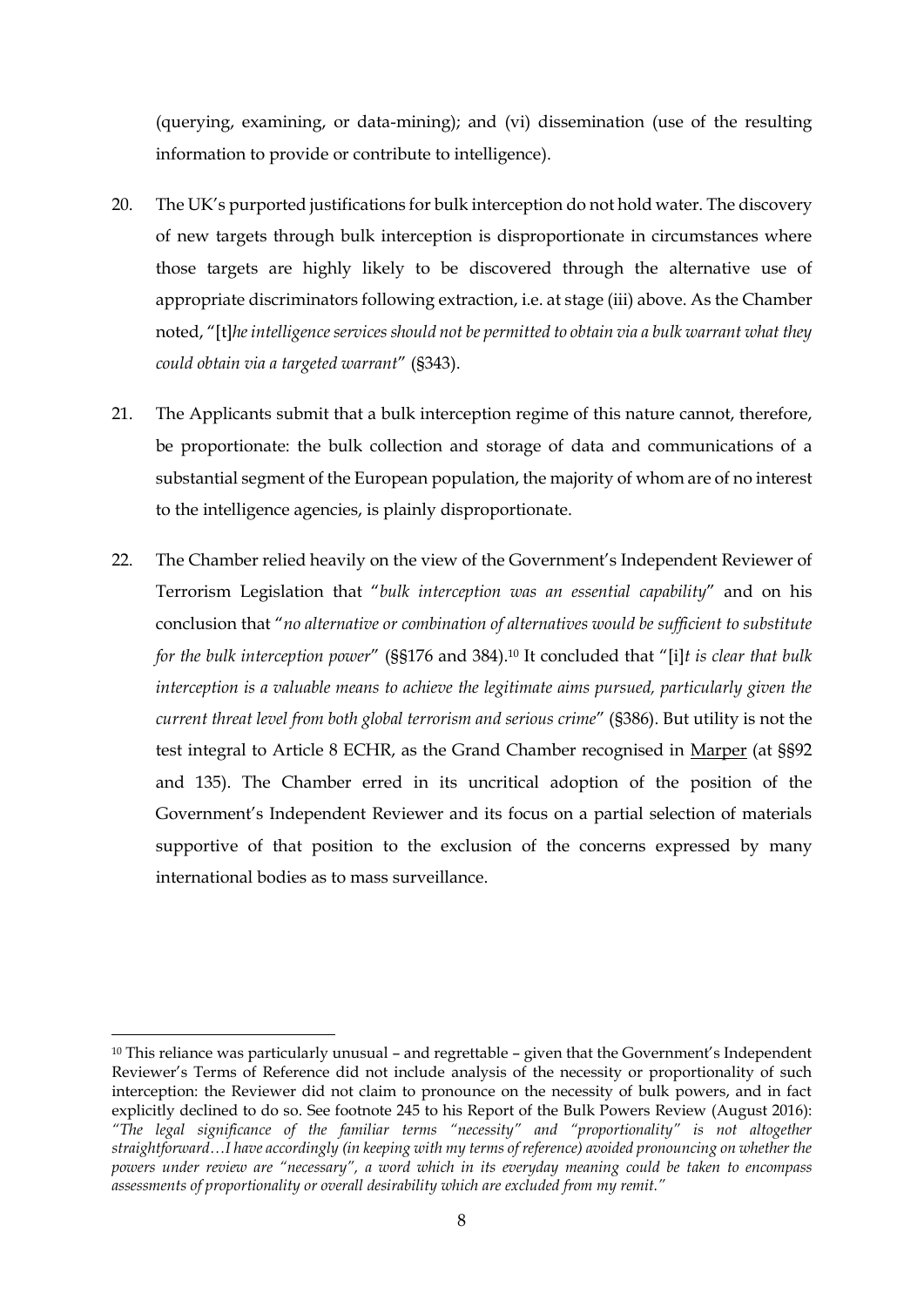(querying, examining, or data-mining); and (vi) dissemination (use of the resulting information to provide or contribute to intelligence).

20. The UK's purported justifications for bulk interception do not hold water. The discovery of new targets through bulk interception is disproportionate in circumstances where those targets are highly likely to be discovered through the alternative use of appropriate discriminators following extraction, i.e. at stage (iii) above. As the Chamber noted, "[t]*he intelligence services should not be permitted to obtain via a bulk warrant what they could obtain via a targeted warrant*" (§343).

21. The Applicants submit that a bulk interception regime of this nature cannot, therefore, be proportionate: the bulk collection and storage of data and communications of a substantial segment of the European population, the majority of whom are of no interest to the intelligence agencies, is plainly disproportionate.

22. The Chamber relied heavily on the view of the Government's Independent Reviewer of Terrorism Legislation that "*bulk interception was an essential capability*" and on his conclusion that "*no alternative or combination of alternatives would be sufficient to substitute for the bulk interception power*" (§§176 and 384).[10] It concluded that "[i]*t is clear that bulk interception is a valuable means to achieve the legitimate aims pursued, particularly given the current threat level from both global terrorism and serious crime*" (§386). But utility is not the test integral to Article 8 ECHR, as the Grand Chamber recognised in Marper (at §§92 and 135). The Chamber erred in its uncritical adoption of the position of the Government's Independent Reviewer and its focus on a partial selection of materials supportive of that position to the exclusion of the concerns expressed by many international bodies as to mass surveillance.

[10] This reliance was particularly unusual – and regrettable – given that the Government's Independent Reviewer's Terms of Reference did not include analysis of the necessity or proportionality of such interception: the Reviewer did not claim to pronounce on the necessity of bulk powers, and in fact explicitly declined to do so. See footnote 245 to his Report of the Bulk Powers Review (August 2016): *"The legal significance of the familiar terms "necessity" and "proportionality" is not altogether straightforward…I have accordingly (in keeping with my terms of reference) avoided pronouncing on whether the powers under review are "necessary", a word which in its everyday meaning could be taken to encompass assessments of proportionality or overall desirability which are excluded from my remit."*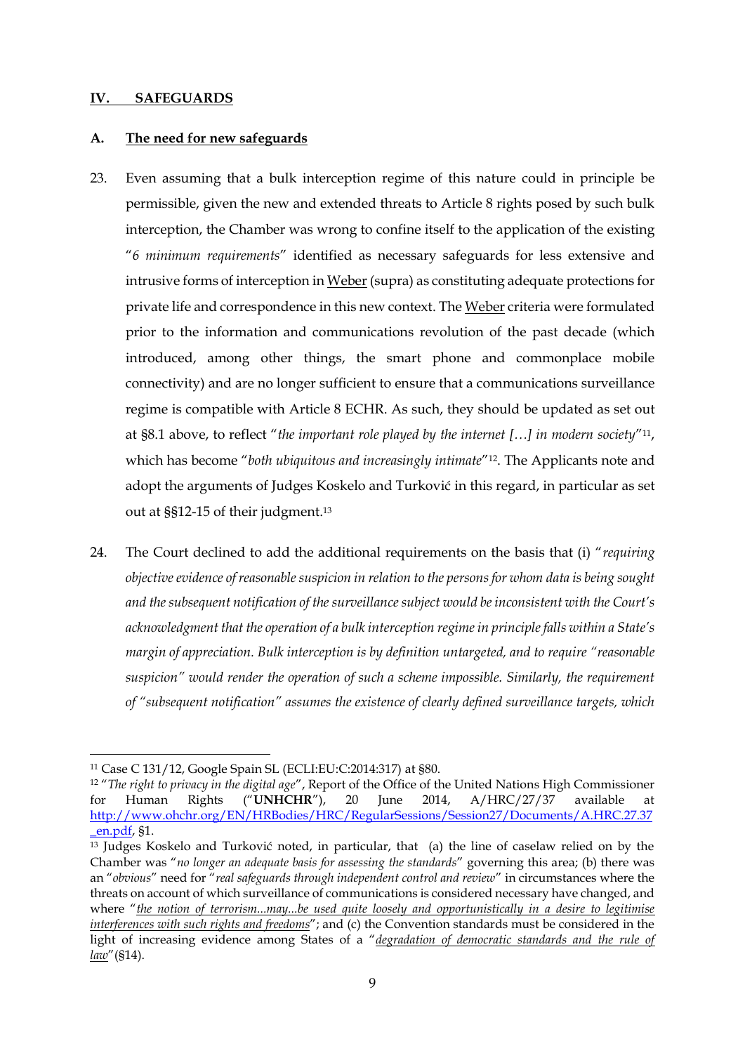## IV. SAFEGUARDS

### A. The need for new safeguards

23. Even assuming that a bulk interception regime of this nature could in principle be permissible, given the new and extended threats to Article 8 rights posed by such bulk interception, the Chamber was wrong to confine itself to the application of the existing "*6 minimum requirements*" identified as necessary safeguards for less extensive and intrusive forms of interception in Weber (supra) as constituting adequate protections for private life and correspondence in this new context. The Weber criteria were formulated prior to the information and communications revolution of the past decade (which introduced, among other things, the smart phone and commonplace mobile connectivity) and are no longer sufficient to ensure that a communications surveillance regime is compatible with Article 8 ECHR. As such, they should be updated as set out at §8.1 above, to reflect "*the important role played by the internet […] in modern society*"[11], which has become "*both ubiquitous and increasingly intimate*"[12]. The Applicants note and adopt the arguments of Judges Koskelo and Turković in this regard, in particular as set out at §§12-15 of their judgment.[13]

24. The Court declined to add the additional requirements on the basis that (i) "*requiring objective evidence of reasonable suspicion in relation to the persons for whom data is being sought and the subsequent notification of the surveillance subject would be inconsistent with the Court's acknowledgment that the operation of a bulk interception regime in principle falls within a State's margin of appreciation. Bulk interception is by definition untargeted, and to require "reasonable suspicion" would render the operation of such a scheme impossible. Similarly, the requirement of "subsequent notification" assumes the existence of clearly defined surveillance targets, which*

---

[11] Case C 131/12, Google Spain SL (ECLI:EU:C:2014:317) at §80.

[12] "*The right to privacy in the digital age*", Report of the Office of the United Nations High Commissioner for Human Rights ("**UNHCHR**"), 20 June 2014, A/HRC/27/37 available at http://www.ohchr.org/EN/HRBodies/HRC/RegularSessions/Session27/Documents/A.HRC.27.37_en.pdf, §1.

[13] Judges Koskelo and Turković noted, in particular, that (a) the line of caselaw relied on by the Chamber was "*no longer an adequate basis for assessing the standards*" governing this area; (b) there was an "*obvious*" need for "*real safeguards through independent control and review*" in circumstances where the threats on account of which surveillance of communications is considered necessary have changed, and where "*the notion of terrorism...may...be used quite loosely and opportunistically in a desire to legitimise interferences with such rights and freedoms*"; and (c) the Convention standards must be considered in the light of increasing evidence among States of a "*degradation of democratic standards and the rule of law*" (§14).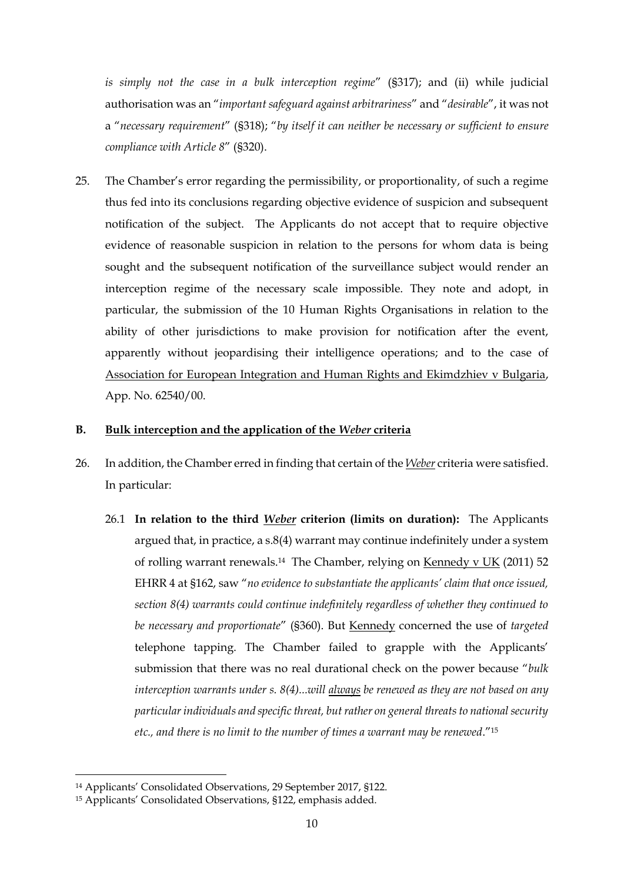*is simply not the case in a bulk interception regime*" (§317); and (ii) while judicial authorisation was an "*important safeguard against arbitrariness*" and "*desirable*", it was not a "*necessary requirement*" (§318); "*by itself it can neither be necessary or sufficient to ensure compliance with Article 8*" (§320).

25. The Chamber's error regarding the permissibility, or proportionality, of such a regime thus fed into its conclusions regarding objective evidence of suspicion and subsequent notification of the subject. The Applicants do not accept that to require objective evidence of reasonable suspicion in relation to the persons for whom data is being sought and the subsequent notification of the surveillance subject would render an interception regime of the necessary scale impossible. They note and adopt, in particular, the submission of the 10 Human Rights Organisations in relation to the ability of other jurisdictions to make provision for notification after the event, apparently without jeopardising their intelligence operations; and to the case of <u>Association for European Integration and Human Rights and Ekimdzhiev v Bulgaria</u>, App. No. 62540/00.

### B. <u>Bulk interception and the application of the *Weber* criteria</u>

26. In addition, the Chamber erred in finding that certain of the *<u>Weber</u>* criteria were satisfied. In particular:

    26.1 **In relation to the third *<u>Weber</u>* criterion (limits on duration):** The Applicants argued that, in practice, a s.8(4) warrant may continue indefinitely under a system of rolling warrant renewals.[14] The Chamber, relying on <u>Kennedy v UK</u> (2011) 52 EHRR 4 at §162, saw "*no evidence to substantiate the applicants' claim that once issued, section 8(4) warrants could continue indefinitely regardless of whether they continued to be necessary and proportionate*" (§360). But <u>Kennedy</u> concerned the use of *targeted* telephone tapping. The Chamber failed to grapple with the Applicants' submission that there was no real durational check on the power because "*bulk interception warrants under s. 8(4)...will <u>always</u> be renewed as they are not based on any particular individuals and specific threat, but rather on general threats to national security etc., and there is no limit to the number of times a warrant may be renewed*."[15]

---

[14] Applicants' Consolidated Observations, 29 September 2017, §122.

[15] Applicants' Consolidated Observations, §122, emphasis added.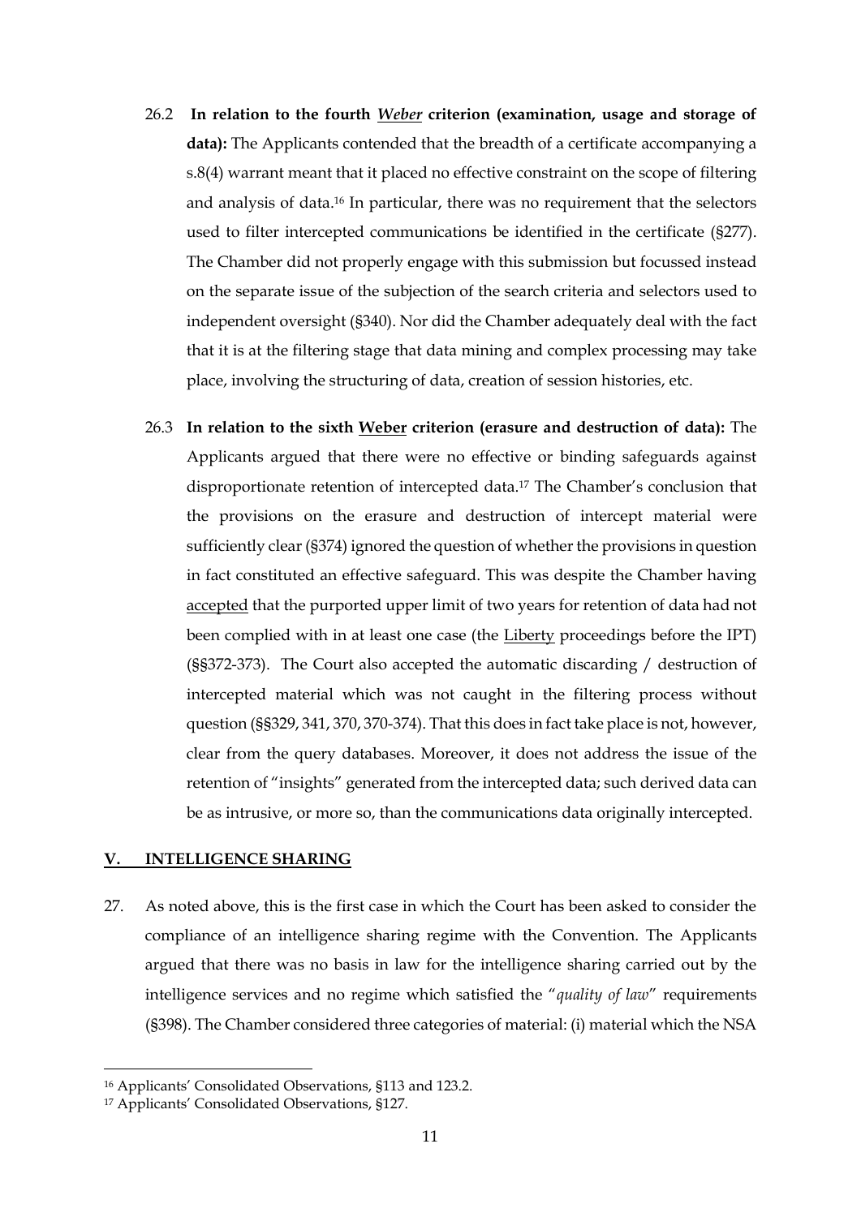26.2 **In relation to the fourth *Weber* criterion (examination, usage and storage of data):** The Applicants contended that the breadth of a certificate accompanying a s.8(4) warrant meant that it placed no effective constraint on the scope of filtering and analysis of data.[16] In particular, there was no requirement that the selectors used to filter intercepted communications be identified in the certificate (§277). The Chamber did not properly engage with this submission but focussed instead on the separate issue of the subjection of the search criteria and selectors used to independent oversight (§340). Nor did the Chamber adequately deal with the fact that it is at the filtering stage that data mining and complex processing may take place, involving the structuring of data, creation of session histories, etc.

26.3 **In relation to the sixth Weber criterion (erasure and destruction of data):** The Applicants argued that there were no effective or binding safeguards against disproportionate retention of intercepted data.[17] The Chamber's conclusion that the provisions on the erasure and destruction of intercept material were sufficiently clear (§374) ignored the question of whether the provisions in question in fact constituted an effective safeguard. This was despite the Chamber having accepted that the purported upper limit of two years for retention of data had not been complied with in at least one case (the Liberty proceedings before the IPT) (§§372-373). The Court also accepted the automatic discarding / destruction of intercepted material which was not caught in the filtering process without question (§§329, 341, 370, 370-374). That this does in fact take place is not, however, clear from the query databases. Moreover, it does not address the issue of the retention of "insights" generated from the intercepted data; such derived data can be as intrusive, or more so, than the communications data originally intercepted.

## V. INTELLIGENCE SHARING

27. As noted above, this is the first case in which the Court has been asked to consider the compliance of an intelligence sharing regime with the Convention. The Applicants argued that there was no basis in law for the intelligence sharing carried out by the intelligence services and no regime which satisfied the "*quality of law*" requirements (§398). The Chamber considered three categories of material: (i) material which the NSA

---

[16] Applicants' Consolidated Observations, §113 and 123.2.

[17] Applicants' Consolidated Observations, §127.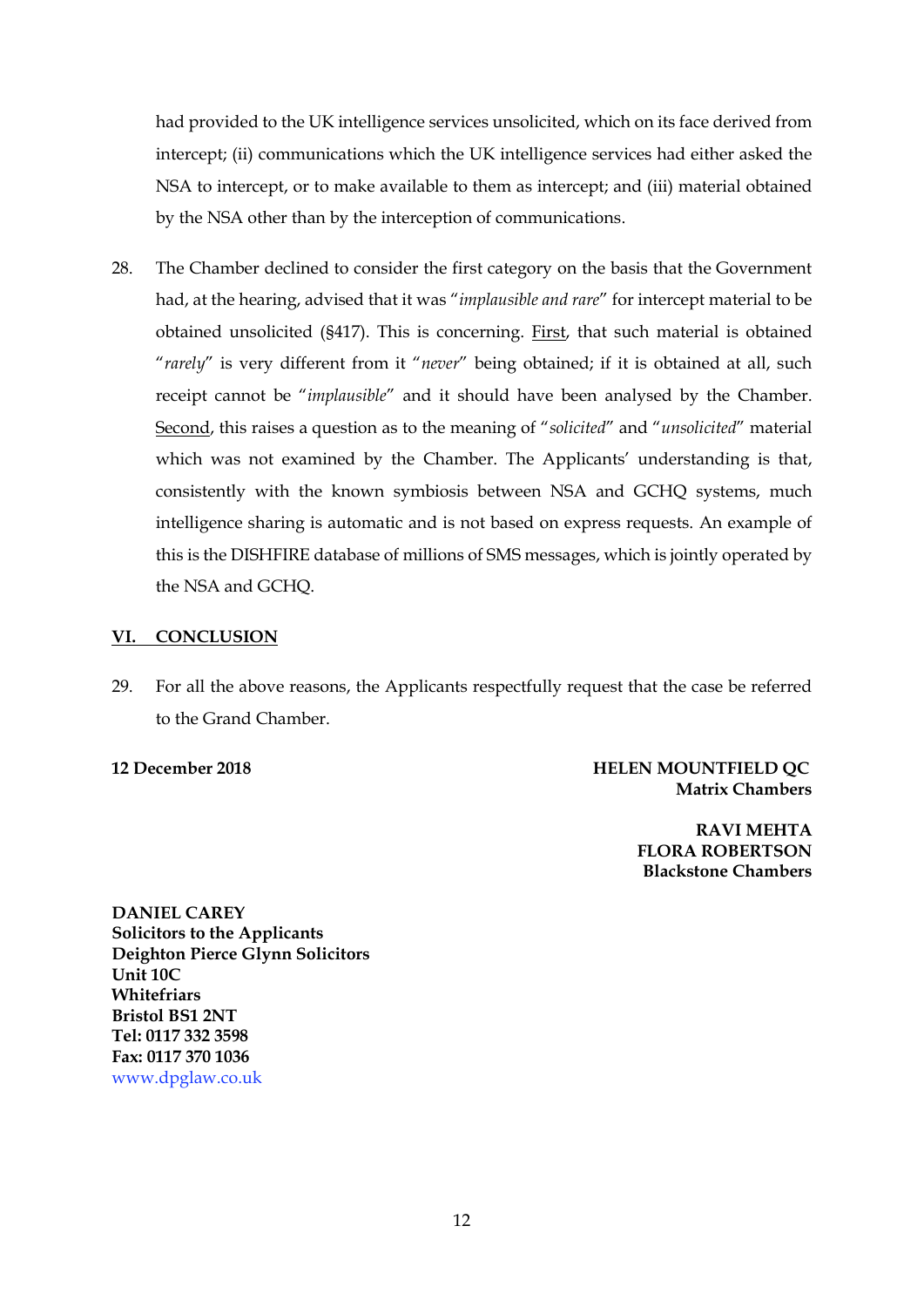had provided to the UK intelligence services unsolicited, which on its face derived from intercept; (ii) communications which the UK intelligence services had either asked the NSA to intercept, or to make available to them as intercept; and (iii) material obtained by the NSA other than by the interception of communications.

28. The Chamber declined to consider the first category on the basis that the Government had, at the hearing, advised that it was "*implausible and rare*" for intercept material to be obtained unsolicited (§417). This is concerning. <u>First</u>, that such material is obtained "*rarely*" is very different from it "*never*" being obtained; if it is obtained at all, such receipt cannot be "*implausible*" and it should have been analysed by the Chamber. <u>Second</u>, this raises a question as to the meaning of "*solicited*" and "*unsolicited*" material which was not examined by the Chamber. The Applicants' understanding is that, consistently with the known symbiosis between NSA and GCHQ systems, much intelligence sharing is automatic and is not based on express requests. An example of this is the DISHFIRE database of millions of SMS messages, which is jointly operated by the NSA and GCHQ.

## VI. CONCLUSION

29. For all the above reasons, the Applicants respectfully request that the case be referred to the Grand Chamber.

**12 December 2018**

**HELEN MOUNTFIELD QC**
**Matrix Chambers**

**RAVI MEHTA**
**FLORA ROBERTSON**
**Blackstone Chambers**

**DANIEL CAREY**
**Solicitors to the Applicants**
**Deighton Pierce Glynn Solicitors**
**Unit 10C**
**Whitefriars**
**Bristol BS1 2NT**
**Tel: 0117 332 3598**
**Fax: 0117 370 1036**
www.dpglaw.co.uk